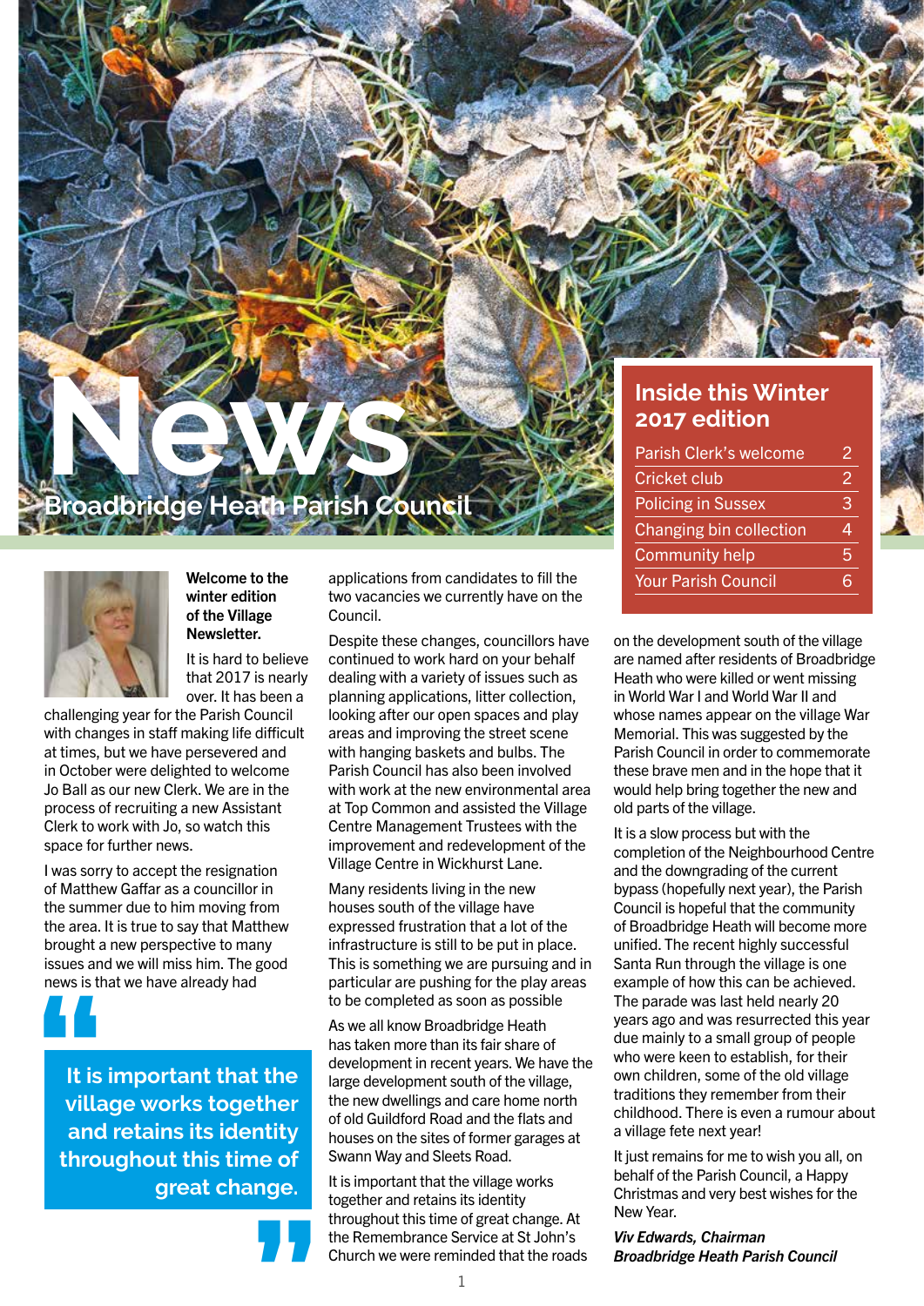# News

## Broadbridge Heath Parish Council

### Inside this Winter 2017 edition

| | |
|---|---|
| Parish Clerk's welcome | 2 |
| Cricket club | 2 |
| Policing in Sussex | 3 |
| Changing bin collection | 4 |
| Community help | 5 |
| Your Parish Council | 6 |

**Welcome to the winter edition of the Village Newsletter.**

It is hard to believe that 2017 is nearly over. It has been a challenging year for the Parish Council with changes in staff making life difficult at times, but we have persevered and in October were delighted to welcome Jo Ball as our new Clerk. We are in the process of recruiting a new Assistant Clerk to work with Jo, so watch this space for further news.

I was sorry to accept the resignation of Matthew Gaffar as a councillor in the summer due to him moving from the area. It is true to say that Matthew brought a new perspective to many issues and we will miss him. The good news is that we have already had applications from candidates to fill the two vacancies we currently have on the Council.

> **It is important that the village works together and retains its identity throughout this time of great change.**

Despite these changes, councillors have continued to work hard on your behalf dealing with a variety of issues such as planning applications, litter collection, looking after our open spaces and play areas and improving the street scene with hanging baskets and bulbs. The Parish Council has also been involved with work at the new environmental area at Top Common and assisted the Village Centre Management Trustees with the improvement and redevelopment of the Village Centre in Wickhurst Lane.

Many residents living in the new houses south of the village have expressed frustration that a lot of the infrastructure is still to be put in place. This is something we are pursuing and in particular are pushing for the play areas to be completed as soon as possible

As we all know Broadbridge Heath has taken more than its fair share of development in recent years. We have the large development south of the village, the new dwellings and care home north of old Guildford Road and the flats and houses on the sites of former garages at Swann Way and Sleets Road.

It is important that the village works together and retains its identity throughout this time of great change. At the Remembrance Service at St John's Church we were reminded that the roads on the development south of the village are named after residents of Broadbridge Heath who were killed or went missing in World War I and World War II and whose names appear on the village War Memorial. This was suggested by the Parish Council in order to commemorate these brave men and in the hope that it would help bring together the new and old parts of the village.

It is a slow process but with the completion of the Neighbourhood Centre and the downgrading of the current bypass (hopefully next year), the Parish Council is hopeful that the community of Broadbridge Heath will become more unified. The recent highly successful Santa Run through the village is one example of how this can be achieved. The parade was last held nearly 20 years ago and was resurrected this year due mainly to a small group of people who were keen to establish, for their own children, some of the old village traditions they remember from their childhood. There is even a rumour about a village fete next year!

It just remains for me to wish you all, on behalf of the Parish Council, a Happy Christmas and very best wishes for the New Year.

***Viv Edwards, Chairman***
***Broadbridge Heath Parish Council***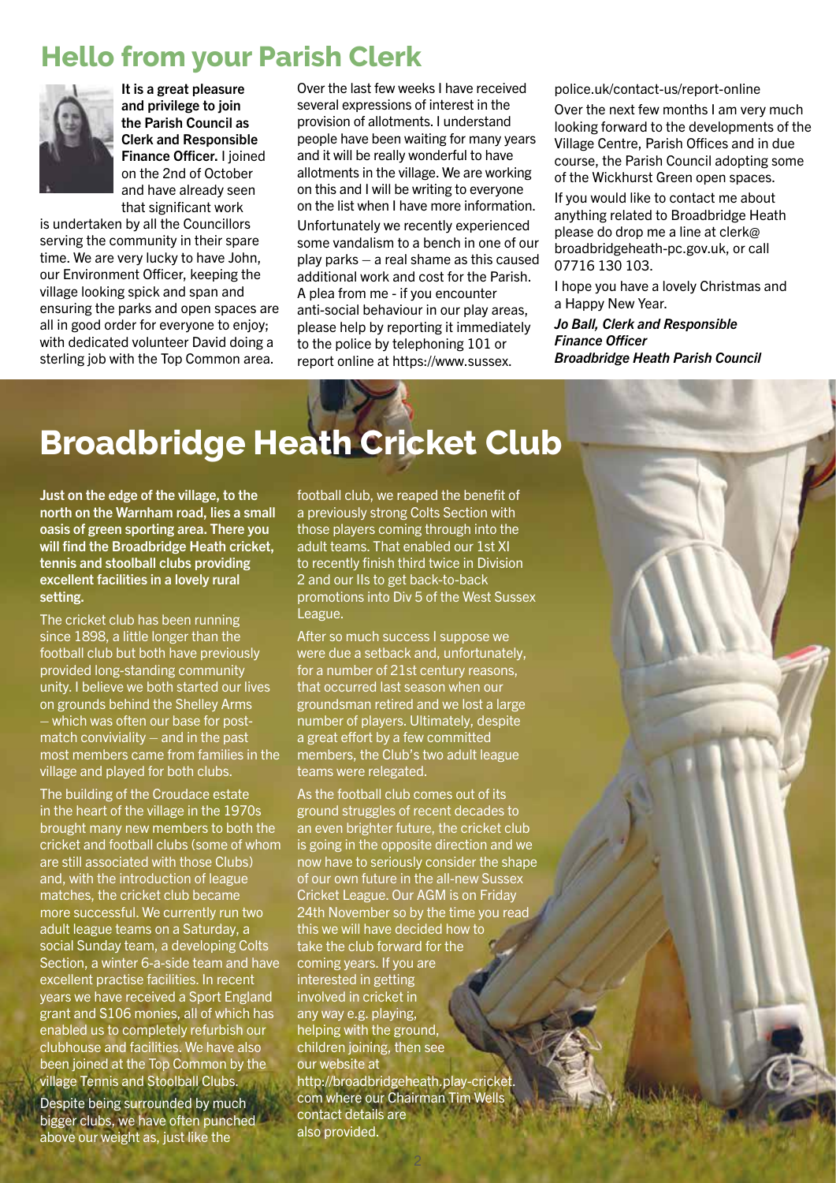## Hello from your Parish Clerk

**It is a great pleasure and privilege to join the Parish Council as Clerk and Responsible Finance Officer.** I joined on the 2nd of October and have already seen that significant work is undertaken by all the Councillors serving the community in their spare time. We are very lucky to have John, our Environment Officer, keeping the village looking spick and span and ensuring the parks and open spaces are all in good order for everyone to enjoy; with dedicated volunteer David doing a sterling job with the Top Common area.

Over the last few weeks I have received several expressions of interest in the provision of allotments. I understand people have been waiting for many years and it will be really wonderful to have allotments in the village. We are working on this and I will be writing to everyone on the list when I have more information.

Unfortunately we recently experienced some vandalism to a bench in one of our play parks – a real shame as this caused additional work and cost for the Parish. A plea from me - if you encounter anti-social behaviour in our play areas, please help by reporting it immediately to the police by telephoning 101 or report online at https://www.sussex.police.uk/contact-us/report-online

Over the next few months I am very much looking forward to the developments of the Village Centre, Parish Offices and in due course, the Parish Council adopting some of the Wickhurst Green open spaces.

If you would like to contact me about anything related to Broadbridge Heath please do drop me a line at clerk@broadbridgeheath-pc.gov.uk, or call 07716 130 103.

I hope you have a lovely Christmas and a Happy New Year.

***Jo Ball, Clerk and Responsible Finance Officer***
***Broadbridge Heath Parish Council***

# Broadbridge Heath Cricket Club

**Just on the edge of the village, to the north on the Warnham road, lies a small oasis of green sporting area. There you will find the Broadbridge Heath cricket, tennis and stoolball clubs providing excellent facilities in a lovely rural setting.**

The cricket club has been running since 1898, a little longer than the football club but both have previously provided long-standing community unity. I believe we both started our lives on grounds behind the Shelley Arms – which was often our base for post-match conviviality – and in the past most members came from families in the village and played for both clubs.

The building of the Croudace estate in the heart of the village in the 1970s brought many new members to both the cricket and football clubs (some of whom are still associated with those Clubs) and, with the introduction of league matches, the cricket club became more successful. We currently run two adult league teams on a Saturday, a social Sunday team, a developing Colts Section, a winter 6-a-side team and have excellent practise facilities. In recent years we have received a Sport England grant and S106 monies, all of which has enabled us to completely refurbish our clubhouse and facilities. We have also been joined at the Top Common by the village Tennis and Stoolball Clubs.

Despite being surrounded by much bigger clubs, we have often punched above our weight as, just like the football club, we reaped the benefit of a previously strong Colts Section with those players coming through into the adult teams. That enabled our 1st XI to recently finish third twice in Division 2 and our IIs to get back-to-back promotions into Div 5 of the West Sussex League.

After so much success I suppose we were due a setback and, unfortunately, for a number of 21st century reasons, that occurred last season when our groundsman retired and we lost a large number of players. Ultimately, despite a great effort by a few committed members, the Club's two adult league teams were relegated.

As the football club comes out of its ground struggles of recent decades to an even brighter future, the cricket club is going in the opposite direction and we now have to seriously consider the shape of our own future in the all-new Sussex Cricket League. Our AGM is on Friday 24th November so by the time you read this we will have decided how to take the club forward for the coming years. If you are interested in getting involved in cricket in any way e.g. playing, helping with the ground, children joining, then see our website at http://broadbridgeheath.play-cricket.com where our Chairman Tim Wells contact details are also provided.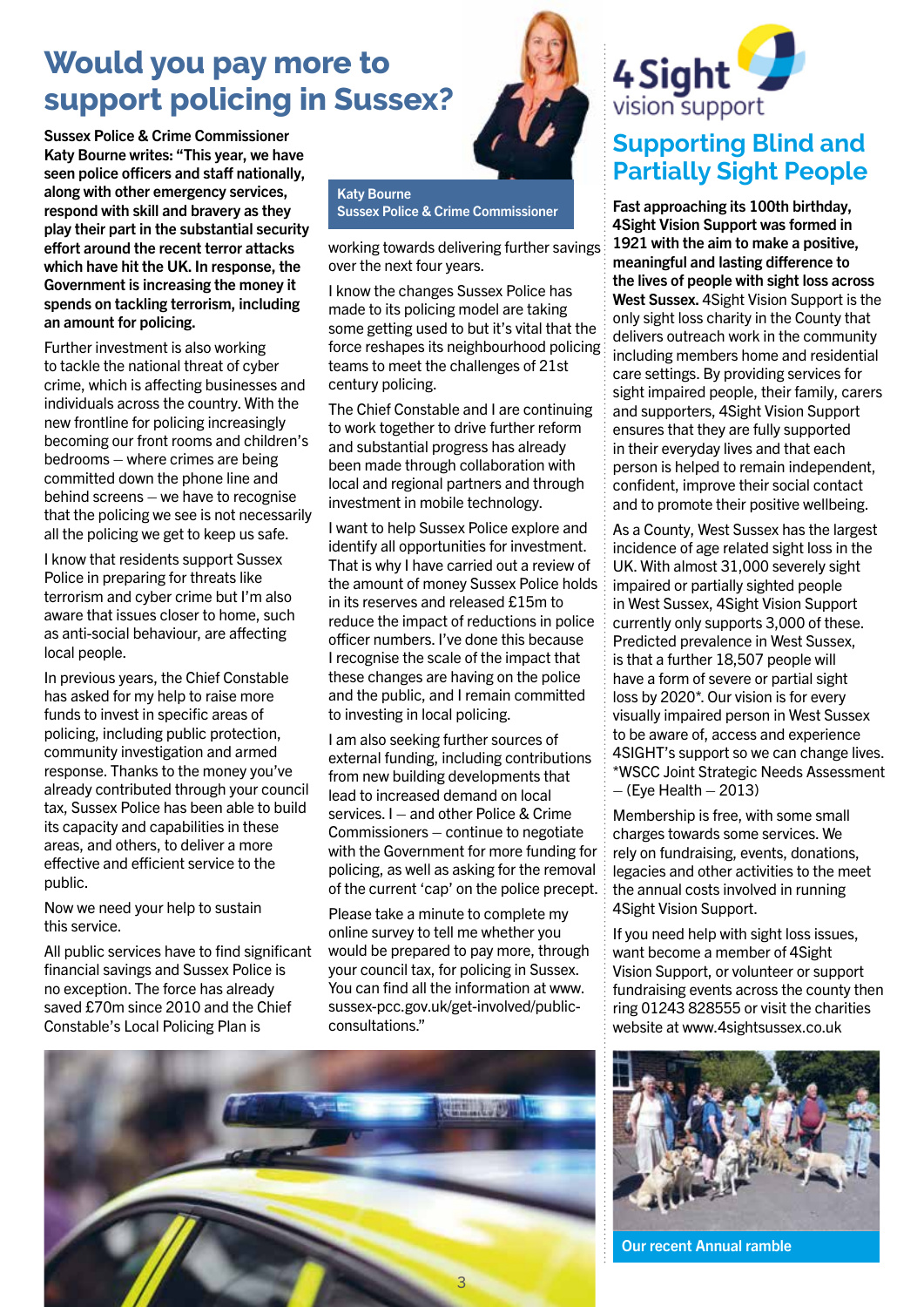# Would you pay more to support policing in Sussex?

**Sussex Police & Crime Commissioner Katy Bourne writes: "This year, we have seen police officers and staff nationally, along with other emergency services, respond with skill and bravery as they play their part in the substantial security effort around the recent terror attacks which have hit the UK. In response, the Government is increasing the money it spends on tackling terrorism, including an amount for policing.**

Further investment is also working to tackle the national threat of cyber crime, which is affecting businesses and individuals across the country. With the new frontline for policing increasingly becoming our front rooms and children's bedrooms – where crimes are being committed down the phone line and behind screens – we have to recognise that the policing we see is not necessarily all the policing we get to keep us safe.

I know that residents support Sussex Police in preparing for threats like terrorism and cyber crime but I'm also aware that issues closer to home, such as anti-social behaviour, are affecting local people.

In previous years, the Chief Constable has asked for my help to raise more funds to invest in specific areas of policing, including public protection, community investigation and armed response. Thanks to the money you've already contributed through your council tax, Sussex Police has been able to build its capacity and capabilities in these areas, and others, to deliver a more effective and efficient service to the public.

Now we need your help to sustain this service.

All public services have to find significant financial savings and Sussex Police is no exception. The force has already saved £70m since 2010 and the Chief Constable's Local Policing Plan is working towards delivering further savings over the next four years.

Katy Bourne
Sussex Police & Crime Commissioner

I know the changes Sussex Police has made to its policing model are taking some getting used to but it's vital that the force reshapes its neighbourhood policing teams to meet the challenges of 21st century policing.

The Chief Constable and I are continuing to work together to drive further reform and substantial progress has already been made through collaboration with local and regional partners and through investment in mobile technology.

I want to help Sussex Police explore and identify all opportunities for investment. That is why I have carried out a review of the amount of money Sussex Police holds in its reserves and released £15m to reduce the impact of reductions in police officer numbers. I've done this because I recognise the scale of the impact that these changes are having on the police and the public, and I remain committed to investing in local policing.

I am also seeking further sources of external funding, including contributions from new building developments that lead to increased demand on local services. I – and other Police & Crime Commissioners – continue to negotiate with the Government for more funding for policing, as well as asking for the removal of the current 'cap' on the police precept.

Please take a minute to complete my online survey to tell me whether you would be prepared to pay more, through your council tax, for policing in Sussex. You can find all the information at www.sussex-pcc.gov.uk/get-involved/public-consultations."

4Sight vision support

## Supporting Blind and Partially Sight People

**Fast approaching its 100th birthday, 4Sight Vision Support was formed in 1921 with the aim to make a positive, meaningful and lasting difference to the lives of people with sight loss across West Sussex.** 4Sight Vision Support is the only sight loss charity in the County that delivers outreach work in the community including members home and residential care settings. By providing services for sight impaired people, their family, carers and supporters, 4Sight Vision Support ensures that they are fully supported in their everyday lives and that each person is helped to remain independent, confident, improve their social contact and to promote their positive wellbeing.

As a County, West Sussex has the largest incidence of age related sight loss in the UK. With almost 31,000 severely sight impaired or partially sighted people in West Sussex, 4Sight Vision Support currently only supports 3,000 of these. Predicted prevalence in West Sussex, is that a further 18,507 people will have a form of severe or partial sight loss by 2020*. Our vision is for every visually impaired person in West Sussex to be aware of, access and experience 4SIGHT's support so we can change lives.
*WSCC Joint Strategic Needs Assessment – (Eye Health – 2013)

Membership is free, with some small charges towards some services. We rely on fundraising, events, donations, legacies and other activities to the meet the annual costs involved in running 4Sight Vision Support.

If you need help with sight loss issues, want become a member of 4Sight Vision Support, or volunteer or support fundraising events across the county then ring 01243 828555 or visit the charities website at www.4sightsussex.co.uk

Our recent Annual ramble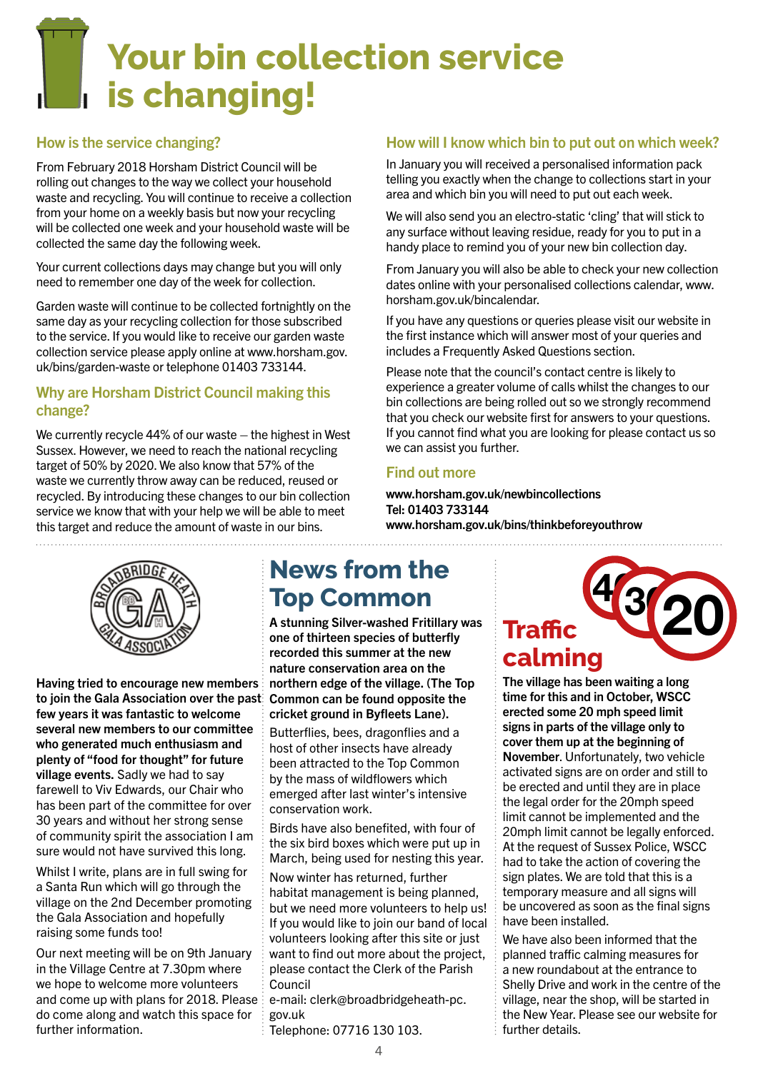# Your bin collection service is changing!

## How is the service changing?

From February 2018 Horsham District Council will be rolling out changes to the way we collect your household waste and recycling. You will continue to receive a collection from your home on a weekly basis but now your recycling will be collected one week and your household waste will be collected the same day the following week.

Your current collections days may change but you will only need to remember one day of the week for collection.

Garden waste will continue to be collected fortnightly on the same day as your recycling collection for those subscribed to the service. If you would like to receive our garden waste collection service please apply online at www.horsham.gov.uk/bins/garden-waste or telephone 01403 733144.

## Why are Horsham District Council making this change?

We currently recycle 44% of our waste – the highest in West Sussex. However, we need to reach the national recycling target of 50% by 2020. We also know that 57% of the waste we currently throw away can be reduced, reused or recycled. By introducing these changes to our bin collection service we know that with your help we will be able to meet this target and reduce the amount of waste in our bins.

## How will I know which bin to put out on which week?

In January you will received a personalised information pack telling you exactly when the change to collections start in your area and which bin you will need to put out each week.

We will also send you an electro-static 'cling' that will stick to any surface without leaving residue, ready for you to put in a handy place to remind you of your new bin collection day.

From January you will also be able to check your new collection dates online with your personalised collections calendar, www.horsham.gov.uk/bincalendar.

If you have any questions or queries please visit our website in the first instance which will answer most of your queries and includes a Frequently Asked Questions section.

Please note that the council's contact centre is likely to experience a greater volume of calls whilst the changes to our bin collections are being rolled out so we strongly recommend that you check our website first for answers to your questions. If you cannot find what you are looking for please contact us so we can assist you further.

## Find out more

**www.horsham.gov.uk/newbincollections**
**Tel: 01403 733144**
**www.horsham.gov.uk/bins/thinkbeforeyouthrow**

---

**Having tried to encourage new members to join the Gala Association over the past few years it was fantastic to welcome several new members to our committee who generated much enthusiasm and plenty of "food for thought" for future village events.** Sadly we had to say farewell to Viv Edwards, our Chair who has been part of the committee for over 30 years and without her strong sense of community spirit the association I am sure would not have survived this long.

Whilst I write, plans are in full swing for a Santa Run which will go through the village on the 2nd December promoting the Gala Association and hopefully raising some funds too!

Our next meeting will be on 9th January in the Village Centre at 7.30pm where we hope to welcome more volunteers and come up with plans for 2018. Please do come along and watch this space for further information.

# News from the Top Common

**A stunning Silver-washed Fritillary was one of thirteen species of butterfly recorded this summer at the new nature conservation area on the northern edge of the village. (The Top Common can be found opposite the cricket ground in Byfleets Lane).**

Butterflies, bees, dragonflies and a host of other insects have already been attracted to the Top Common by the mass of wildflowers which emerged after last winter's intensive conservation work.

Birds have also benefited, with four of the six bird boxes which were put up in March, being used for nesting this year.

Now winter has returned, further habitat management is being planned, but we need more volunteers to help us! If you would like to join our band of local volunteers looking after this site or just want to find out more about the project, please contact the Clerk of the Parish Council
e-mail: clerk@broadbridgeheath-pc.gov.uk
Telephone: 07716 130 103.

# Traffic calming

**The village has been waiting a long time for this and in October, WSCC erected some 20 mph speed limit signs in parts of the village only to cover them up at the beginning of November**. Unfortunately, two vehicle activated signs are on order and still to be erected and until they are in place the legal order for the 20mph speed limit cannot be implemented and the 20mph limit cannot be legally enforced. At the request of Sussex Police, WSCC had to take the action of covering the sign plates. We are told that this is a temporary measure and all signs will be uncovered as soon as the final signs have been installed.

We have also been informed that the planned traffic calming measures for a new roundabout at the entrance to Shelly Drive and work in the centre of the village, near the shop, will be started in the New Year. Please see our website for further details.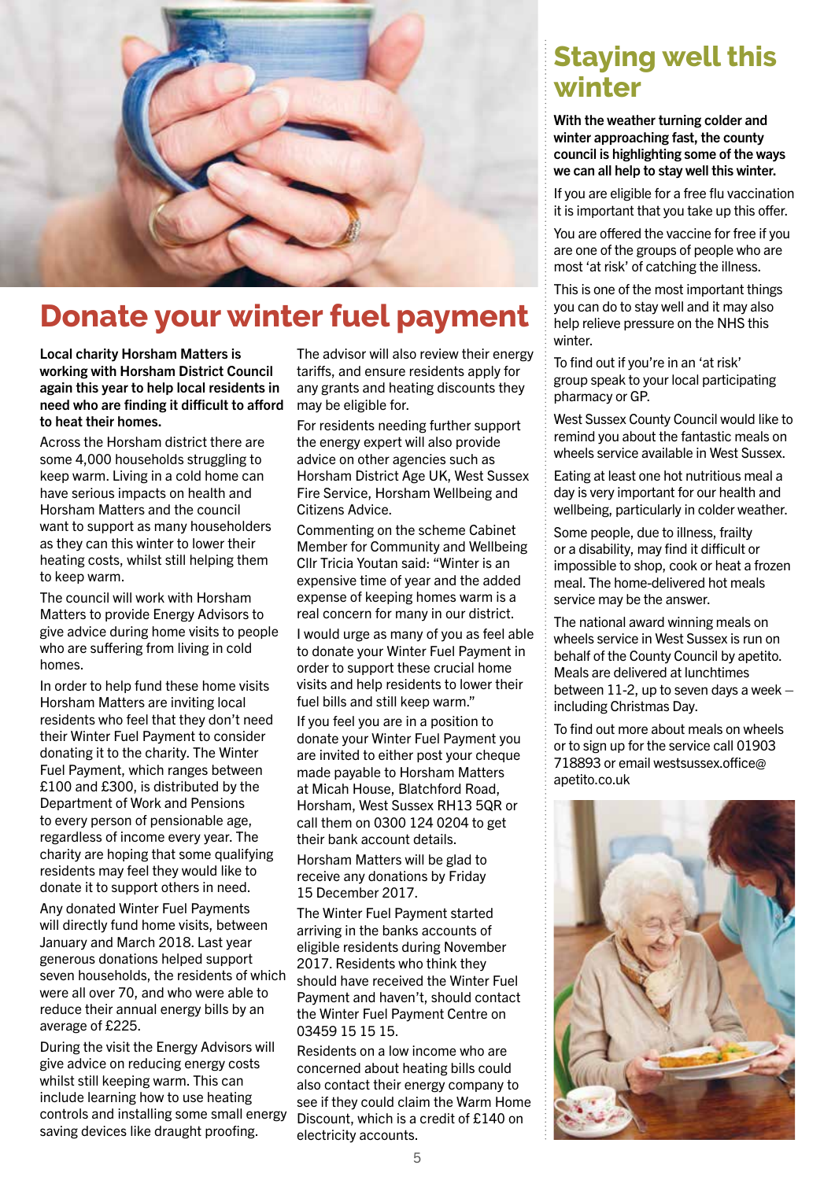# Donate your winter fuel payment

**Local charity Horsham Matters is working with Horsham District Council again this year to help local residents in need who are finding it difficult to afford to heat their homes.**

Across the Horsham district there are some 4,000 households struggling to keep warm. Living in a cold home can have serious impacts on health and Horsham Matters and the council want to support as many householders as they can this winter to lower their heating costs, whilst still helping them to keep warm.

The council will work with Horsham Matters to provide Energy Advisors to give advice during home visits to people who are suffering from living in cold homes.

In order to help fund these home visits Horsham Matters are inviting local residents who feel that they don't need their Winter Fuel Payment to consider donating it to the charity. The Winter Fuel Payment, which ranges between £100 and £300, is distributed by the Department of Work and Pensions to every person of pensionable age, regardless of income every year. The charity are hoping that some qualifying residents may feel they would like to donate it to support others in need.

Any donated Winter Fuel Payments will directly fund home visits, between January and March 2018. Last year generous donations helped support seven households, the residents of which were all over 70, and who were able to reduce their annual energy bills by an average of £225.

During the visit the Energy Advisors will give advice on reducing energy costs whilst still keeping warm. This can include learning how to use heating controls and installing some small energy saving devices like draught proofing.

The advisor will also review their energy tariffs, and ensure residents apply for any grants and heating discounts they may be eligible for.

For residents needing further support the energy expert will also provide advice on other agencies such as Horsham District Age UK, West Sussex Fire Service, Horsham Wellbeing and Citizens Advice.

Commenting on the scheme Cabinet Member for Community and Wellbeing Cllr Tricia Youtan said: "Winter is an expensive time of year and the added expense of keeping homes warm is a real concern for many in our district.

I would urge as many of you as feel able to donate your Winter Fuel Payment in order to support these crucial home visits and help residents to lower their fuel bills and still keep warm."

If you feel you are in a position to donate your Winter Fuel Payment you are invited to either post your cheque made payable to Horsham Matters at Micah House, Blatchford Road, Horsham, West Sussex RH13 5QR or call them on 0300 124 0204 to get their bank account details.

Horsham Matters will be glad to receive any donations by Friday 15 December 2017.

The Winter Fuel Payment started arriving in the banks accounts of eligible residents during November 2017. Residents who think they should have received the Winter Fuel Payment and haven't, should contact the Winter Fuel Payment Centre on 03459 15 15 15.

Residents on a low income who are concerned about heating bills could also contact their energy company to see if they could claim the Warm Home Discount, which is a credit of £140 on electricity accounts.

# Staying well this winter

**With the weather turning colder and winter approaching fast, the county council is highlighting some of the ways we can all help to stay well this winter.**

If you are eligible for a free flu vaccination it is important that you take up this offer.

You are offered the vaccine for free if you are one of the groups of people who are most 'at risk' of catching the illness.

This is one of the most important things you can do to stay well and it may also help relieve pressure on the NHS this winter.

To find out if you're in an 'at risk' group speak to your local participating pharmacy or GP.

West Sussex County Council would like to remind you about the fantastic meals on wheels service available in West Sussex.

Eating at least one hot nutritious meal a day is very important for our health and wellbeing, particularly in colder weather.

Some people, due to illness, frailty or a disability, may find it difficult or impossible to shop, cook or heat a frozen meal. The home-delivered hot meals service may be the answer.

The national award winning meals on wheels service in West Sussex is run on behalf of the County Council by apetito. Meals are delivered at lunchtimes between 11-2, up to seven days a week – including Christmas Day.

To find out more about meals on wheels or to sign up for the service call 01903 718893 or email westsussex.office@apetito.co.uk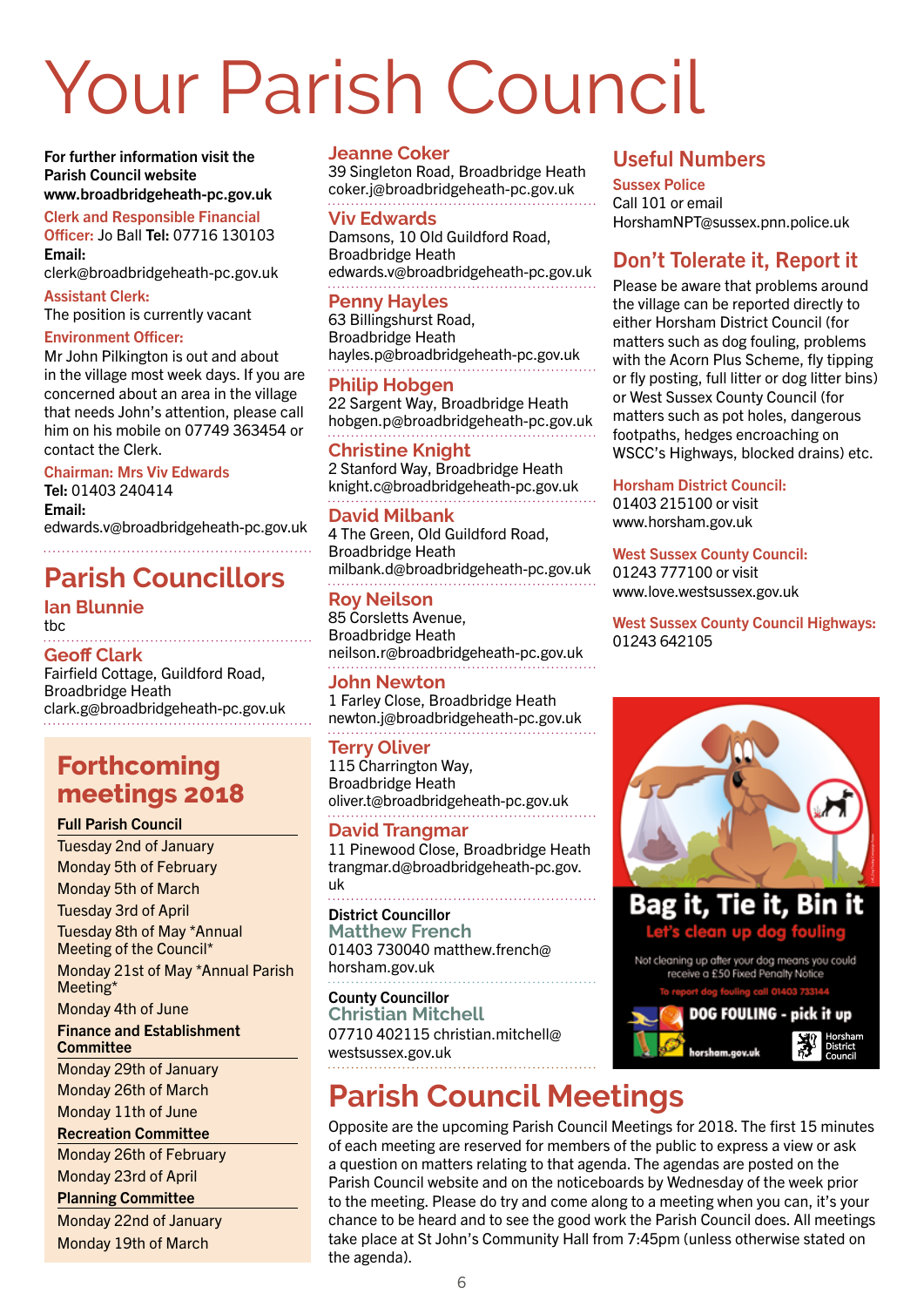# Your Parish Council

**For further information visit the Parish Council website www.broadbridgeheath-pc.gov.uk**

**Clerk and Responsible Financial Officer:** Jo Ball **Tel:** 07716 130103
**Email:**
clerk@broadbridgeheath-pc.gov.uk

**Assistant Clerk:**
The position is currently vacant

**Environment Officer:**
Mr John Pilkington is out and about in the village most week days. If you are concerned about an area in the village that needs John's attention, please call him on his mobile on 07749 363454 or contact the Clerk.

**Chairman: Mrs Viv Edwards**
**Tel:** 01403 240414
**Email:**
edwards.v@broadbridgeheath-pc.gov.uk

## Parish Councillors

### Ian Blunnie
tbc

### Geoff Clark
Fairfield Cottage, Guildford Road, Broadbridge Heath
clark.g@broadbridgeheath-pc.gov.uk

### Jeanne Coker
39 Singleton Road, Broadbridge Heath
coker.j@broadbridgeheath-pc.gov.uk

### Viv Edwards
Damsons, 10 Old Guildford Road, Broadbridge Heath
edwards.v@broadbridgeheath-pc.gov.uk

### Penny Hayles
63 Billingshurst Road, Broadbridge Heath
hayles.p@broadbridgeheath-pc.gov.uk

### Philip Hobgen
22 Sargent Way, Broadbridge Heath
hobgen.p@broadbridgeheath-pc.gov.uk

### Christine Knight
2 Stanford Way, Broadbridge Heath
knight.c@broadbridgeheath-pc.gov.uk

### David Milbank
4 The Green, Old Guildford Road, Broadbridge Heath
milbank.d@broadbridgeheath-pc.gov.uk

### Roy Neilson
85 Corsletts Avenue, Broadbridge Heath
neilson.r@broadbridgeheath-pc.gov.uk

### John Newton
1 Farley Close, Broadbridge Heath
newton.j@broadbridgeheath-pc.gov.uk

### Terry Oliver
115 Charrington Way, Broadbridge Heath
oliver.t@broadbridgeheath-pc.gov.uk

### David Trangmar
11 Pinewood Close, Broadbridge Heath
trangmar.d@broadbridgeheath-pc.gov.uk

**District Councillor**
### Matthew French
01403 730040 matthew.french@horsham.gov.uk

**County Councillor**
### Christian Mitchell
07710 402115 christian.mitchell@westsussex.gov.uk

## Forthcoming meetings 2018

**Full Parish Council**
- Tuesday 2nd of January
- Monday 5th of February
- Monday 5th of March
- Tuesday 3rd of April
- Tuesday 8th of May *Annual Meeting of the Council*
- Monday 21st of May *Annual Parish Meeting*
- Monday 4th of June

**Finance and Establishment Committee**
- Monday 29th of January
- Monday 26th of March
- Monday 11th of June

**Recreation Committee**
- Monday 26th of February
- Monday 23rd of April

**Planning Committee**
- Monday 22nd of January
- Monday 19th of March

## Useful Numbers

**Sussex Police**
Call 101 or email
HorshamNPT@sussex.pnn.police.uk

## Don't Tolerate it, Report it

Please be aware that problems around the village can be reported directly to either Horsham District Council (for matters such as dog fouling, problems with the Acorn Plus Scheme, fly tipping or fly posting, full litter or dog litter bins) or West Sussex County Council (for matters such as pot holes, dangerous footpaths, hedges encroaching on WSCC's Highways, blocked drains) etc.

**Horsham District Council:**
01403 215100 or visit
www.horsham.gov.uk

**West Sussex County Council:**
01243 777100 or visit
www.love.westsussex.gov.uk

**West Sussex County Council Highways:**
01243 642105

**Bag it, Tie it, Bin it**
Let's clean up dog fouling
Not cleaning up after your dog means you could receive a £50 Fixed Penalty Notice
To report dog fouling call 01403 733144
DOG FOULING - pick it up
horsham.gov.uk
Horsham District Council

## Parish Council Meetings

Opposite are the upcoming Parish Council Meetings for 2018. The first 15 minutes of each meeting are reserved for members of the public to express a view or ask a question on matters relating to that agenda. The agendas are posted on the Parish Council website and on the noticeboards by Wednesday of the week prior to the meeting. Please do try and come along to a meeting when you can, it's your chance to be heard and to see the good work the Parish Council does. All meetings take place at St John's Community Hall from 7:45pm (unless otherwise stated on the agenda).